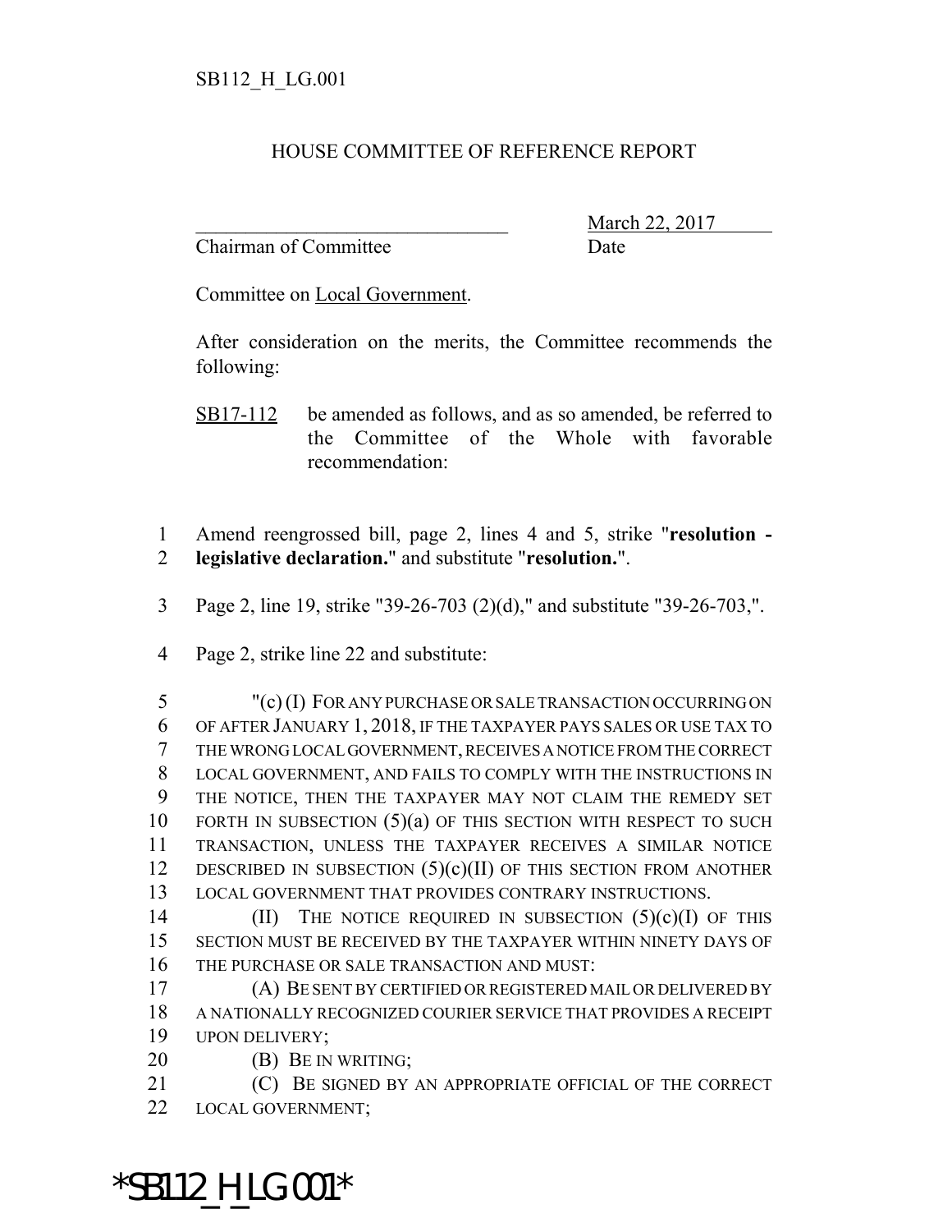SB112_H_LG.001

## HOUSE COMMITTEE OF REFERENCE REPORT

_______________________________ March 22, 2017
Chairman of Committee Date

Committee on Local Government.

After consideration on the merits, the Committee recommends the following:

SB17-112 be amended as follows, and as so amended, be referred to the Committee of the Whole with favorable recommendation:

1 Amend reengrossed bill, page 2, lines 4 and 5, strike "**resolution -**
2 **legislative declaration.**" and substitute "**resolution.**".

3 Page 2, line 19, strike "39-26-703 (2)(d)," and substitute "39-26-703,".

4 Page 2, strike line 22 and substitute:

5 "(c) (I) FOR ANY PURCHASE OR SALE TRANSACTION OCCURRING ON
6 OF AFTER JANUARY 1, 2018, IF THE TAXPAYER PAYS SALES OR USE TAX TO
7 THE WRONG LOCAL GOVERNMENT, RECEIVES A NOTICE FROM THE CORRECT
8 LOCAL GOVERNMENT, AND FAILS TO COMPLY WITH THE INSTRUCTIONS IN
9 THE NOTICE, THEN THE TAXPAYER MAY NOT CLAIM THE REMEDY SET
10 FORTH IN SUBSECTION (5)(a) OF THIS SECTION WITH RESPECT TO SUCH
11 TRANSACTION, UNLESS THE TAXPAYER RECEIVES A SIMILAR NOTICE
12 DESCRIBED IN SUBSECTION (5)(c)(II) OF THIS SECTION FROM ANOTHER
13 LOCAL GOVERNMENT THAT PROVIDES CONTRARY INSTRUCTIONS.

14 (II) THE NOTICE REQUIRED IN SUBSECTION (5)(c)(I) OF THIS
15 SECTION MUST BE RECEIVED BY THE TAXPAYER WITHIN NINETY DAYS OF
16 THE PURCHASE OR SALE TRANSACTION AND MUST:

17 (A) BE SENT BY CERTIFIED OR REGISTERED MAIL OR DELIVERED BY
18 A NATIONALLY RECOGNIZED COURIER SERVICE THAT PROVIDES A RECEIPT
19 UPON DELIVERY;

20 (B) BE IN WRITING;

21 (C) BE SIGNED BY AN APPROPRIATE OFFICIAL OF THE CORRECT
22 LOCAL GOVERNMENT;

*SB112_H_LG.001*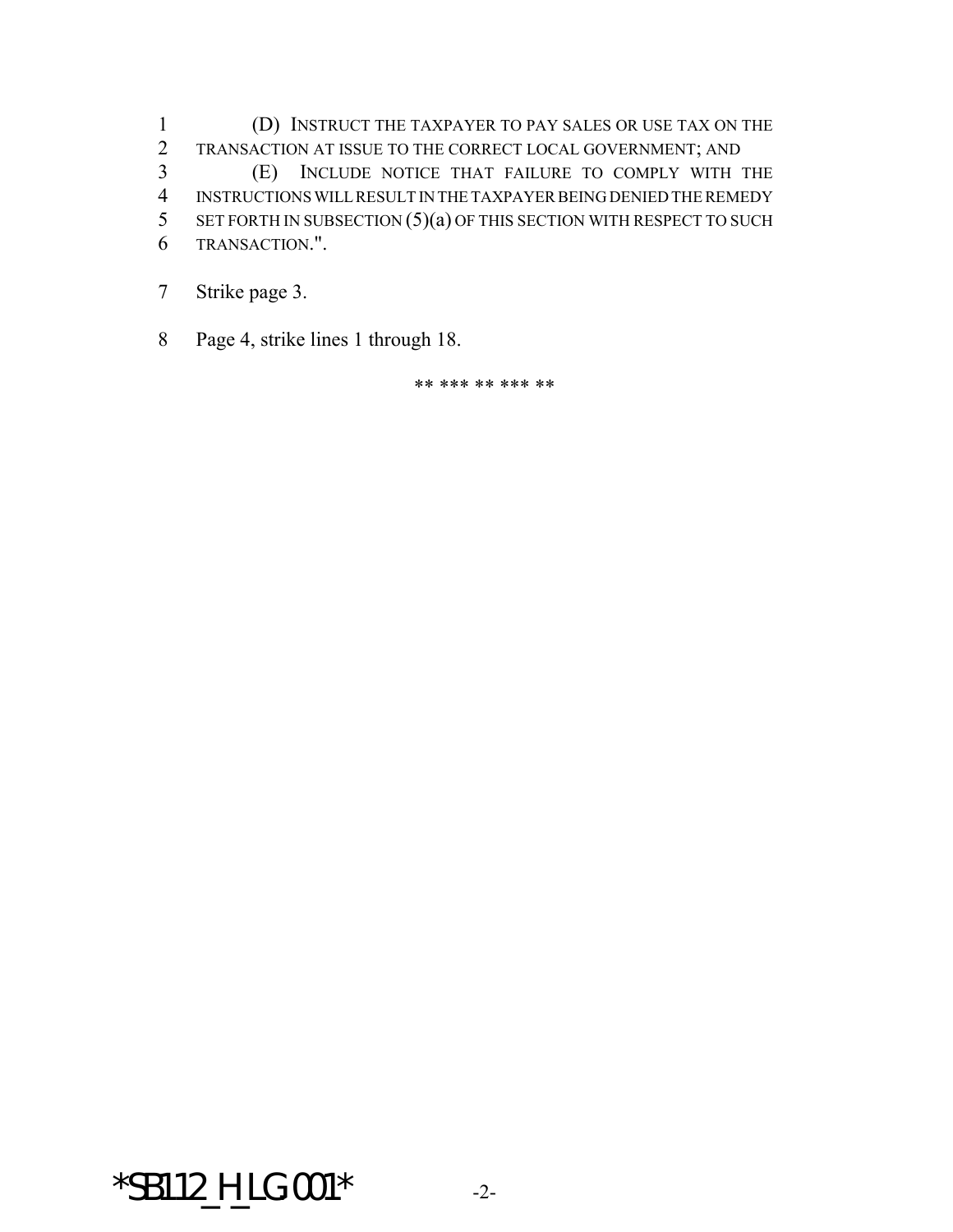1 (D) INSTRUCT THE TAXPAYER TO PAY SALES OR USE TAX ON THE
2 TRANSACTION AT ISSUE TO THE CORRECT LOCAL GOVERNMENT; AND
3 (E) INCLUDE NOTICE THAT FAILURE TO COMPLY WITH THE
4 INSTRUCTIONS WILL RESULT IN THE TAXPAYER BEING DENIED THE REMEDY
5 SET FORTH IN SUBSECTION (5)(a) OF THIS SECTION WITH RESPECT TO SUCH
6 TRANSACTION.".

7 Strike page 3.

8 Page 4, strike lines 1 through 18.

** *** ** *** **

*SB112_H_LG.001*